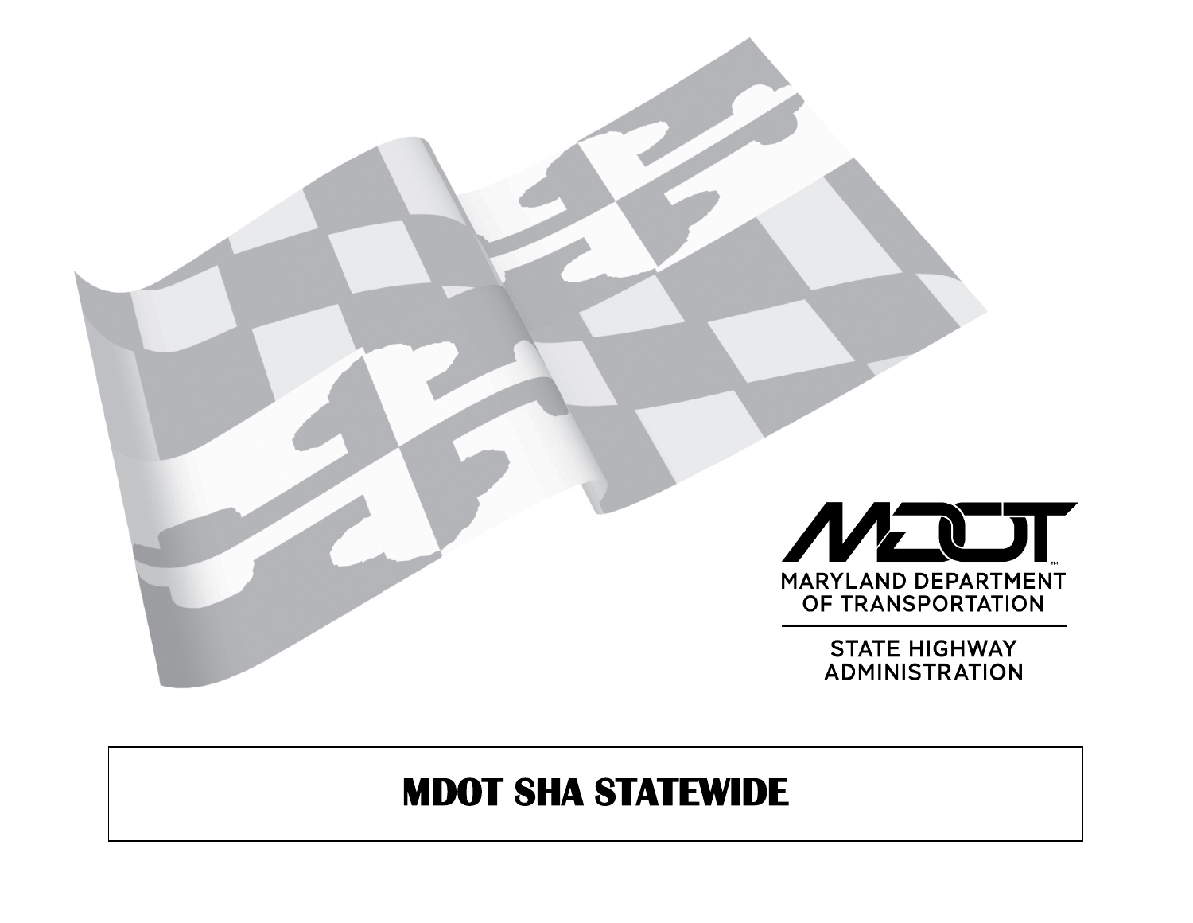MARYLAND DEPARTMENT OF TRANSPORTATION

STATE HIGHWAY ADMINISTRATION

# MDOT SHA STATEWIDE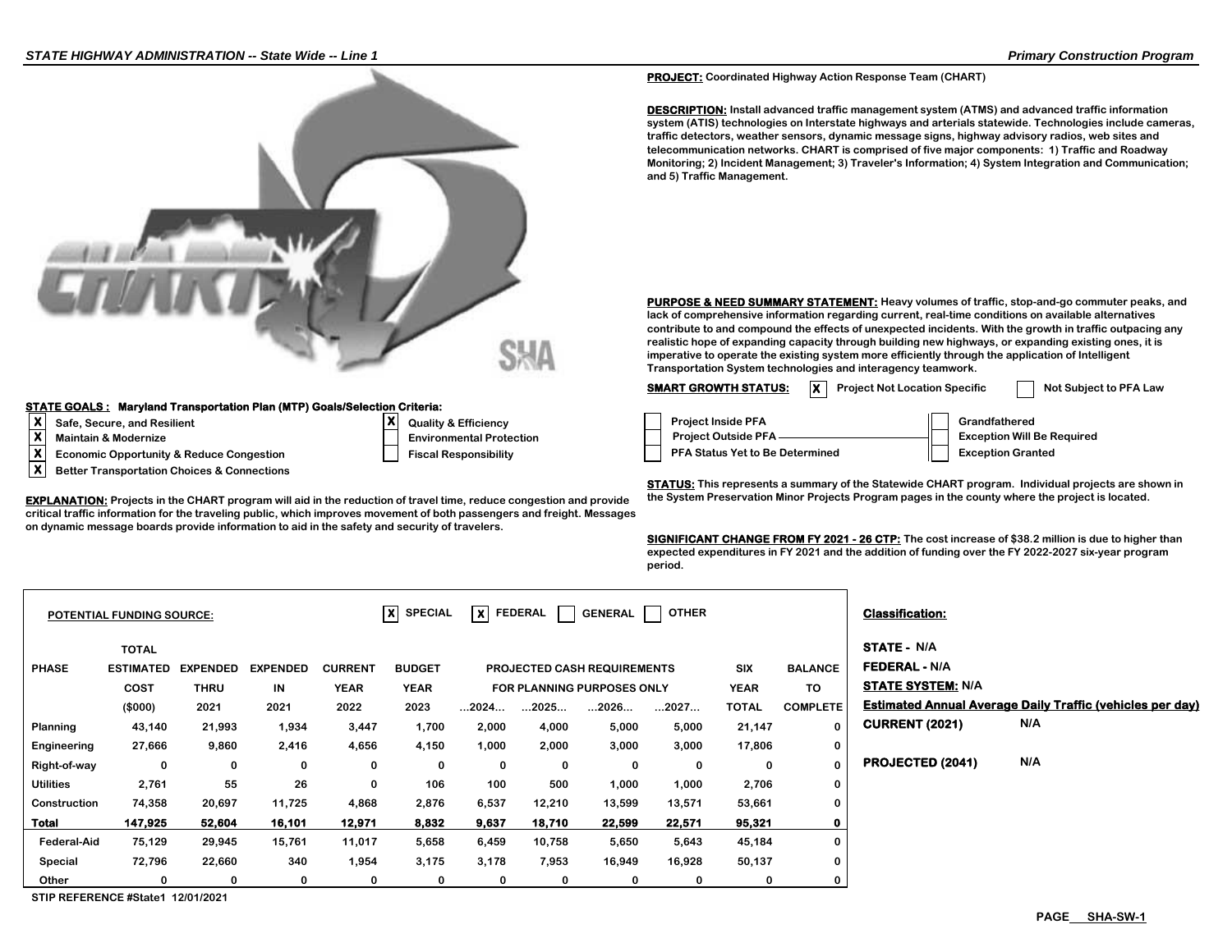**PROJECT:** Coordinated Highway Action Response Team (CHART)

**DESCRIPTION:** Install advanced traffic management system (ATMS) and advanced traffic information system (ATIS) technologies on Interstate highways and arterials statewide. Technologies include cameras, traffic detectors, weather sensors, dynamic message signs, highway advisory radios, web sites and telecommunication networks. CHART is comprised of five major components: 1) Traffic and Roadway Monitoring; 2) Incident Management; 3) Traveler's Information; 4) System Integration and Communication; and 5) Traffic Management.

**PURPOSE & NEED SUMMARY STATEMENT:** Heavy volumes of traffic, stop-and-go commuter peaks, and lack of comprehensive information regarding current, real-time conditions on available alternatives contribute to and compound the effects of unexpected incidents. With the growth in traffic outpacing any realistic hope of expanding capacity through building new highways, or expanding existing ones, it is imperative to operate the existing system more efficiently through the application of Intelligent Transportation System technologies and interagency teamwork.

**SMART GROWTH STATUS:**

- [X] Project Not Location Specific
- [ ] Not Subject to PFA Law
- [ ] Project Inside PFA
- [ ] Project Outside PFA
- [ ] PFA Status Yet to Be Determined
- [ ] Grandfathered
- [ ] Exception Will Be Required
- [ ] Exception Granted

**STATE GOALS : Maryland Transportation Plan (MTP) Goals/Selection Criteria:**

- [X] Safe, Secure, and Resilient
- [X] Maintain & Modernize
- [X] Economic Opportunity & Reduce Congestion
- [X] Better Transportation Choices & Connections
- [X] Quality & Efficiency
- [ ] Environmental Protection
- [ ] Fiscal Responsibility

**EXPLANATION:** Projects in the CHART program will aid in the reduction of travel time, reduce congestion and provide critical traffic information for the traveling public, which improves movement of both passengers and freight. Messages on dynamic message boards provide information to aid in the safety and security of travelers.

**STATUS:** This represents a summary of the Statewide CHART program. Individual projects are shown in the System Preservation Minor Projects Program pages in the county where the project is located.

**SIGNIFICANT CHANGE FROM FY 2021 - 26 CTP:** The cost increase of $38.2 million is due to higher than expected expenditures in FY 2021 and the addition of funding over the FY 2022-2027 six-year program period.

**POTENTIAL FUNDING SOURCE:** [X] SPECIAL [X] FEDERAL [ ] GENERAL [ ] OTHER

| PHASE | TOTAL ESTIMATED COST ($000) | EXPENDED THRU 2021 | EXPENDED IN 2021 | CURRENT YEAR 2022 | BUDGET YEAR 2023 | PROJECTED CASH REQUIREMENTS FOR PLANNING PURPOSES ONLY ...2024... | ...2025... | ...2026... | ...2027... | SIX YEAR TOTAL | BALANCE TO COMPLETE |
|---|---|---|---|---|---|---|---|---|---|---|---|
| Planning | 43,140 | 21,993 | 1,934 | 3,447 | 1,700 | 2,000 | 4,000 | 5,000 | 5,000 | 21,147 | 0 |
| Engineering | 27,666 | 9,860 | 2,416 | 4,656 | 4,150 | 1,000 | 2,000 | 3,000 | 3,000 | 17,806 | 0 |
| Right-of-way | 0 | 0 | 0 | 0 | 0 | 0 | 0 | 0 | 0 | 0 | 0 |
| Utilities | 2,761 | 55 | 26 | 0 | 106 | 100 | 500 | 1,000 | 1,000 | 2,706 | 0 |
| Construction | 74,358 | 20,697 | 11,725 | 4,868 | 2,876 | 6,537 | 12,210 | 13,599 | 13,571 | 53,661 | 0 |
| **Total** | **147,925** | **52,604** | **16,101** | **12,971** | **8,832** | **9,637** | **18,710** | **22,599** | **22,571** | **95,321** | **0** |
| Federal-Aid | 75,129 | 29,945 | 15,761 | 11,017 | 5,658 | 6,459 | 10,758 | 5,650 | 5,643 | 45,184 | 0 |
| Special | 72,796 | 22,660 | 340 | 1,954 | 3,175 | 3,178 | 7,953 | 16,949 | 16,928 | 50,137 | 0 |
| Other | 0 | 0 | 0 | 0 | 0 | 0 | 0 | 0 | 0 | 0 | 0 |

STIP REFERENCE #State1 12/01/2021

**Classification:**

**STATE -** N/A

**FEDERAL -** N/A

**STATE SYSTEM:** N/A

**Estimated Annual Average Daily Traffic (vehicles per day)**

**CURRENT (2021)** N/A

**PROJECTED (2041)** N/A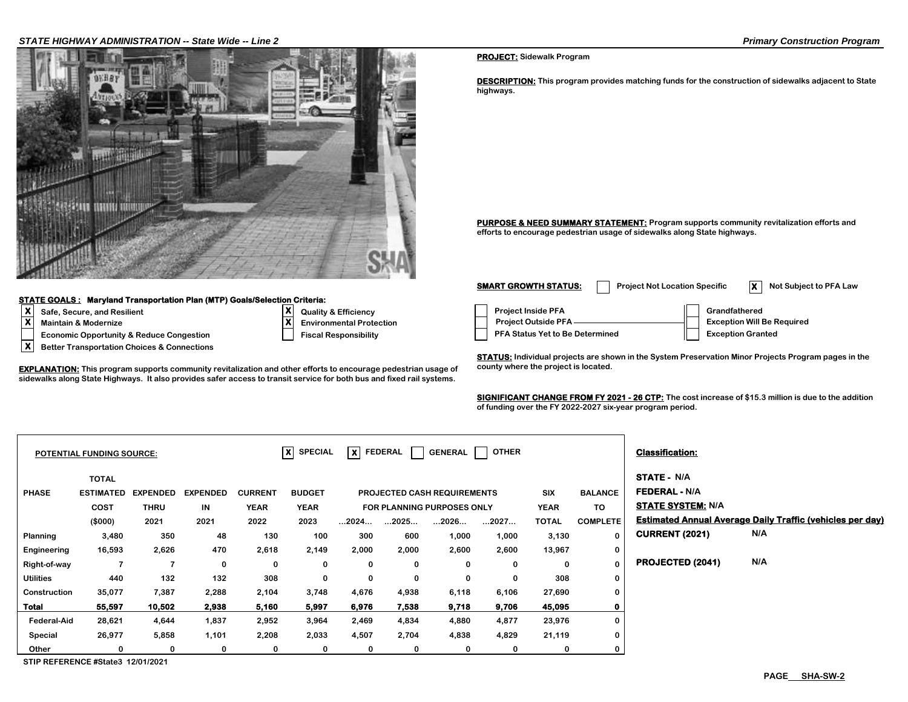**PROJECT:** Sidewalk Program

**DESCRIPTION:** This program provides matching funds for the construction of sidewalks adjacent to State highways.

**PURPOSE & NEED SUMMARY STATEMENT:** Program supports community revitalization efforts and efforts to encourage pedestrian usage of sidewalks along State highways.

**SMART GROWTH STATUS:** [ ] Project Not Location Specific [X] Not Subject to PFA Law

- [ ] Project Inside PFA
- [ ] Project Outside PFA
- [ ] PFA Status Yet to Be Determined
- [ ] Grandfathered
- [ ] Exception Will Be Required
- [ ] Exception Granted

**STATE GOALS : Maryland Transportation Plan (MTP) Goals/Selection Criteria:**

- [X] Safe, Secure, and Resilient
- [X] Maintain & Modernize
- [ ] Economic Opportunity & Reduce Congestion
- [X] Better Transportation Choices & Connections
- [X] Quality & Efficiency
- [X] Environmental Protection
- [ ] Fiscal Responsibility

**EXPLANATION:** This program supports community revitalization and other efforts to encourage pedestrian usage of sidewalks along State Highways. It also provides safer access to transit service for both bus and fixed rail systems.

**STATUS:** Individual projects are shown in the System Preservation Minor Projects Program pages in the county where the project is located.

**SIGNIFICANT CHANGE FROM FY 2021 - 26 CTP:** The cost increase of $15.3 million is due to the addition of funding over the FY 2022-2027 six-year program period.

**POTENTIAL FUNDING SOURCE:** [X] SPECIAL [X] FEDERAL [ ] GENERAL [ ] OTHER

| PHASE | TOTAL ESTIMATED COST ($000) | EXPENDED THRU 2021 | EXPENDED IN 2021 | CURRENT YEAR 2022 | BUDGET YEAR 2023 | PROJECTED CASH REQUIREMENTS FOR PLANNING PURPOSES ONLY ...2024... | ...2025... | ...2026... | ...2027... | SIX YEAR TOTAL | BALANCE TO COMPLETE |
|---|---|---|---|---|---|---|---|---|---|---|---|
| Planning | 3,480 | 350 | 48 | 130 | 100 | 300 | 600 | 1,000 | 1,000 | 3,130 | 0 |
| Engineering | 16,593 | 2,626 | 470 | 2,618 | 2,149 | 2,000 | 2,000 | 2,600 | 2,600 | 13,967 | 0 |
| Right-of-way | 7 | 7 | 0 | 0 | 0 | 0 | 0 | 0 | 0 | 0 | 0 |
| Utilities | 440 | 132 | 132 | 308 | 0 | 0 | 0 | 0 | 0 | 308 | 0 |
| Construction | 35,077 | 7,387 | 2,288 | 2,104 | 3,748 | 4,676 | 4,938 | 6,118 | 6,106 | 27,690 | 0 |
| **Total** | **55,597** | **10,502** | **2,938** | **5,160** | **5,997** | **6,976** | **7,538** | **9,718** | **9,706** | **45,095** | **0** |
| Federal-Aid | 28,621 | 4,644 | 1,837 | 2,952 | 3,964 | 2,469 | 4,834 | 4,880 | 4,877 | 23,976 | 0 |
| Special | 26,977 | 5,858 | 1,101 | 2,208 | 2,033 | 4,507 | 2,704 | 4,838 | 4,829 | 21,119 | 0 |
| Other | 0 | 0 | 0 | 0 | 0 | 0 | 0 | 0 | 0 | 0 | 0 |

STIP REFERENCE #State3 12/01/2021

**Classification:**

**STATE -** N/A

**FEDERAL -** N/A

**STATE SYSTEM:** N/A

**Estimated Annual Average Daily Traffic (vehicles per day)**

**CURRENT (2021)** N/A

**PROJECTED (2041)** N/A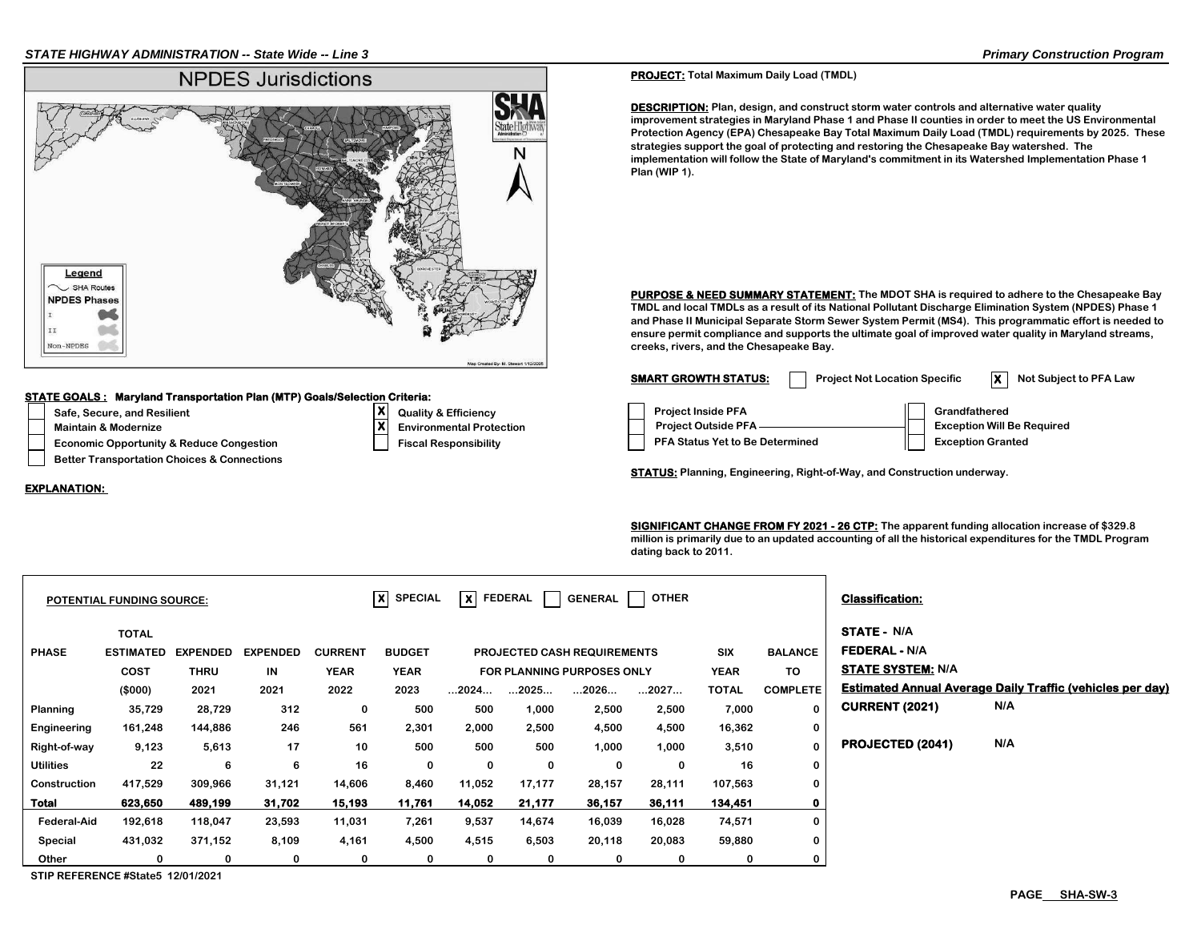## PROJECT: Total Maximum Daily Load (TMDL)

**DESCRIPTION:** Plan, design, and construct storm water controls and alternative water quality improvement strategies in Maryland Phase 1 and Phase II counties in order to meet the US Environmental Protection Agency (EPA) Chesapeake Bay Total Maximum Daily Load (TMDL) requirements by 2025. These strategies support the goal of protecting and restoring the Chesapeake Bay watershed. The implementation will follow the State of Maryland's commitment in its Watershed Implementation Phase 1 Plan (WIP 1).

**PURPOSE & NEED SUMMARY STATEMENT:** The MDOT SHA is required to adhere to the Chesapeake Bay TMDL and local TMDLs as a result of its National Pollutant Discharge Elimination System (NPDES) Phase 1 and Phase II Municipal Separate Storm Sewer System Permit (MS4). This programmatic effort is needed to ensure permit compliance and supports the ultimate goal of improved water quality in Maryland streams, creeks, rivers, and the Chesapeake Bay.

**SMART GROWTH STATUS:**

- [ ] Project Not Location Specific
- [X] Not Subject to PFA Law
- [ ] Project Inside PFA
- [ ] Project Outside PFA
- [ ] PFA Status Yet to Be Determined
- [ ] Grandfathered
- [ ] Exception Will Be Required
- [ ] Exception Granted

**STATUS:** Planning, Engineering, Right-of-Way, and Construction underway.

**SIGNIFICANT CHANGE FROM FY 2021 - 26 CTP:** The apparent funding allocation increase of $329.8 million is primarily due to an updated accounting of all the historical expenditures for the TMDL Program dating back to 2011.

**STATE GOALS : Maryland Transportation Plan (MTP) Goals/Selection Criteria:**

- [ ] Safe, Secure, and Resilient
- [ ] Maintain & Modernize
- [ ] Economic Opportunity & Reduce Congestion
- [ ] Better Transportation Choices & Connections
- [X] Quality & Efficiency
- [X] Environmental Protection
- [ ] Fiscal Responsibility

**EXPLANATION:**

**POTENTIAL FUNDING SOURCE:** [X] SPECIAL [X] FEDERAL [ ] GENERAL [ ] OTHER

| PHASE | TOTAL ESTIMATED COST ($000) | EXPENDED THRU 2021 | EXPENDED IN 2021 | CURRENT YEAR 2022 | BUDGET YEAR 2023 | PROJECTED CASH REQUIREMENTS FOR PLANNING PURPOSES ONLY ...2024... | ...2025... | ...2026... | ...2027... | SIX YEAR TOTAL | BALANCE TO COMPLETE |
|---|---|---|---|---|---|---|---|---|---|---|---|
| Planning | 35,729 | 28,729 | 312 | 0 | 500 | 500 | 1,000 | 2,500 | 2,500 | 7,000 | 0 |
| Engineering | 161,248 | 144,886 | 246 | 561 | 2,301 | 2,000 | 2,500 | 4,500 | 4,500 | 16,362 | 0 |
| Right-of-way | 9,123 | 5,613 | 17 | 10 | 500 | 500 | 500 | 1,000 | 1,000 | 3,510 | 0 |
| Utilities | 22 | 6 | 6 | 16 | 0 | 0 | 0 | 0 | 0 | 16 | 0 |
| Construction | 417,529 | 309,966 | 31,121 | 14,606 | 8,460 | 11,052 | 17,177 | 28,157 | 28,111 | 107,563 | 0 |
| **Total** | **623,650** | **489,199** | **31,702** | **15,193** | **11,761** | **14,052** | **21,177** | **36,157** | **36,111** | **134,451** | **0** |
| Federal-Aid | 192,618 | 118,047 | 23,593 | 11,031 | 7,261 | 9,537 | 14,674 | 16,039 | 16,028 | 74,571 | 0 |
| Special | 431,032 | 371,152 | 8,109 | 4,161 | 4,500 | 4,515 | 6,503 | 20,118 | 20,083 | 59,880 | 0 |
| Other | 0 | 0 | 0 | 0 | 0 | 0 | 0 | 0 | 0 | 0 | 0 |

**Classification:**

**STATE -** N/A

**FEDERAL -** N/A

**STATE SYSTEM:** N/A

**Estimated Annual Average Daily Traffic (vehicles per day)**

**CURRENT (2021)** N/A

**PROJECTED (2041)** N/A

STIP REFERENCE #State5 12/01/2021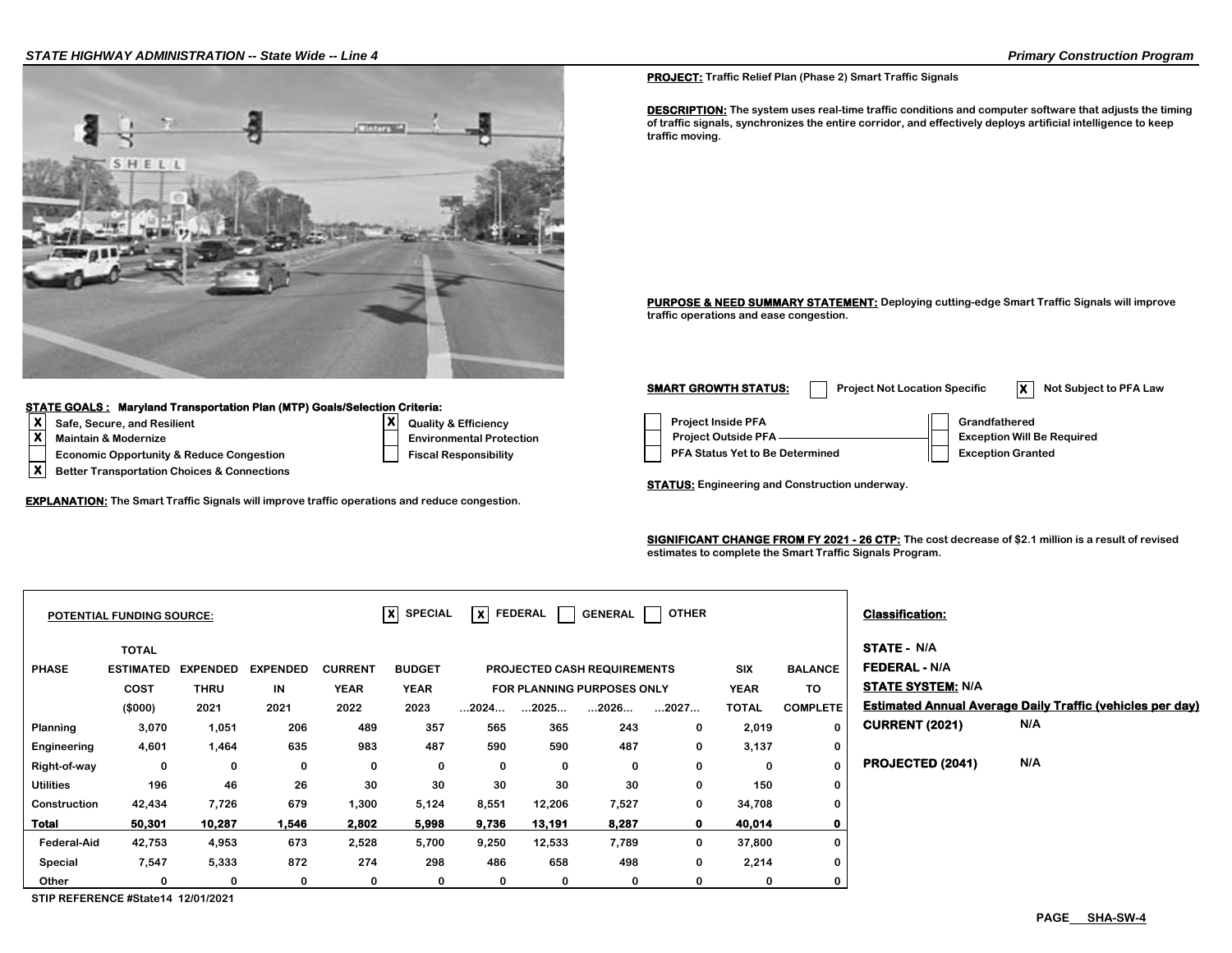**STATE HIGHWAY ADMINISTRATION -- State Wide -- Line 4** | *Primary Construction Program*

**PROJECT:** Traffic Relief Plan (Phase 2) Smart Traffic Signals

**DESCRIPTION:** The system uses real-time traffic conditions and computer software that adjusts the timing of traffic signals, synchronizes the entire corridor, and effectively deploys artificial intelligence to keep traffic moving.

**PURPOSE & NEED SUMMARY STATEMENT:** Deploying cutting-edge Smart Traffic Signals will improve traffic operations and ease congestion.

**SMART GROWTH STATUS:** [ ] Project Not Location Specific [X] Not Subject to PFA Law

- [ ] Project Inside PFA
- [ ] Project Outside PFA
- [ ] PFA Status Yet to Be Determined
- [ ] Grandfathered
- [ ] Exception Will Be Required
- [ ] Exception Granted

**STATE GOALS : Maryland Transportation Plan (MTP) Goals/Selection Criteria:**

- [X] Safe, Secure, and Resilient
- [X] Maintain & Modernize
- [ ] Economic Opportunity & Reduce Congestion
- [X] Better Transportation Choices & Connections
- [X] Quality & Efficiency
- [ ] Environmental Protection
- [ ] Fiscal Responsibility

**EXPLANATION:** The Smart Traffic Signals will improve traffic operations and reduce congestion.

**STATUS:** Engineering and Construction underway.

**SIGNIFICANT CHANGE FROM FY 2021 - 26 CTP:** The cost decrease of $2.1 million is a result of revised estimates to complete the Smart Traffic Signals Program.

**POTENTIAL FUNDING SOURCE:** [X] SPECIAL [X] FEDERAL [ ] GENERAL [ ] OTHER

| PHASE | TOTAL ESTIMATED COST ($000) | EXPENDED THRU 2021 | EXPENDED IN 2021 | CURRENT YEAR 2022 | BUDGET YEAR 2023 | PROJECTED CASH REQUIREMENTS FOR PLANNING PURPOSES ONLY ...2024... | ...2025... | ...2026... | ...2027... | SIX YEAR TOTAL | BALANCE TO COMPLETE |
|---|---|---|---|---|---|---|---|---|---|---|---|
| Planning | 3,070 | 1,051 | 206 | 489 | 357 | 565 | 365 | 243 | 0 | 2,019 | 0 |
| Engineering | 4,601 | 1,464 | 635 | 983 | 487 | 590 | 590 | 487 | 0 | 3,137 | 0 |
| Right-of-way | 0 | 0 | 0 | 0 | 0 | 0 | 0 | 0 | 0 | 0 | 0 |
| Utilities | 196 | 46 | 26 | 30 | 30 | 30 | 30 | 30 | 0 | 150 | 0 |
| Construction | 42,434 | 7,726 | 679 | 1,300 | 5,124 | 8,551 | 12,206 | 7,527 | 0 | 34,708 | 0 |
| **Total** | **50,301** | **10,287** | **1,546** | **2,802** | **5,998** | **9,736** | **13,191** | **8,287** | **0** | **40,014** | **0** |
| Federal-Aid | 42,753 | 4,953 | 673 | 2,528 | 5,700 | 9,250 | 12,533 | 7,789 | 0 | 37,800 | 0 |
| Special | 7,547 | 5,333 | 872 | 274 | 298 | 486 | 658 | 498 | 0 | 2,214 | 0 |
| Other | 0 | 0 | 0 | 0 | 0 | 0 | 0 | 0 | 0 | 0 | 0 |

STIP REFERENCE #State14 12/01/2021

**Classification:**

**STATE -** N/A

**FEDERAL -** N/A

**STATE SYSTEM:** N/A

**Estimated Annual Average Daily Traffic (vehicles per day)**

**CURRENT (2021)** N/A

**PROJECTED (2041)** N/A

PAGE SHA-SW-4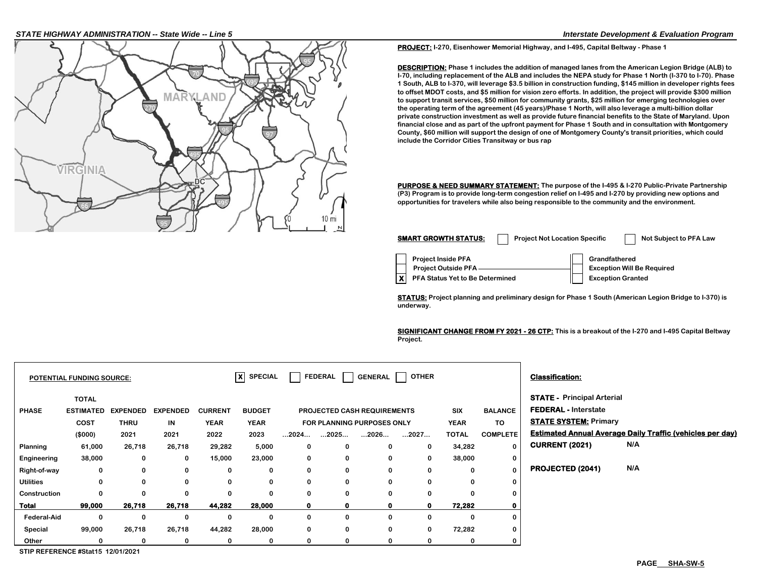**PROJECT:** I-270, Eisenhower Memorial Highway, and I-495, Capital Beltway - Phase 1

**DESCRIPTION:** Phase 1 includes the addition of managed lanes from the American Legion Bridge (ALB) to I-70, including replacement of the ALB and includes the NEPA study for Phase 1 North (I-370 to I-70). Phase 1 South, ALB to I-370, will leverage $3.5 billion in construction funding, $145 million in developer rights fees to offset MDOT costs, and $5 million for vision zero efforts. In addition, the project will provide $300 million to support transit services, $50 million for community grants, $25 million for emerging technologies over the operating term of the agreement (45 years)/Phase 1 North, will also leverage a multi-billion dollar private construction investment as well as provide future financial benefits to the State of Maryland. Upon financial close and as part of the upfront payment for Phase 1 South and in consultation with Montgomery County, $60 million will support the design of one of Montgomery County's transit priorities, which could include the Corridor Cities Transitway or bus rap

**PURPOSE & NEED SUMMARY STATEMENT:** The purpose of the I-495 & I-270 Public-Private Partnership (P3) Program is to provide long-term congestion relief on I-495 and I-270 by providing new options and opportunities for travelers while also being responsible to the community and the environment.

**SMART GROWTH STATUS:** ☐ Project Not Location Specific ☐ Not Subject to PFA Law

- ☐ Project Inside PFA
- ☐ Project Outside PFA
- ☒ PFA Status Yet to Be Determined
- ☐ Grandfathered
- ☐ Exception Will Be Required
- ☐ Exception Granted

**STATUS:** Project planning and preliminary design for Phase 1 South (American Legion Bridge to I-370) is underway.

**SIGNIFICANT CHANGE FROM FY 2021 - 26 CTP:** This is a breakout of the I-270 and I-495 Capital Beltway Project.

**POTENTIAL FUNDING SOURCE:** ☒ SPECIAL ☐ FEDERAL ☐ GENERAL ☐ OTHER

| PHASE | TOTAL ESTIMATED COST ($000) | EXPENDED THRU 2021 | EXPENDED IN 2021 | CURRENT YEAR 2022 | BUDGET YEAR 2023 | PROJECTED CASH REQUIREMENTS FOR PLANNING PURPOSES ONLY ...2024... | ...2025... | ...2026... | ...2027... | SIX YEAR TOTAL | BALANCE TO COMPLETE |
|---|---|---|---|---|---|---|---|---|---|---|---|
| Planning | 61,000 | 26,718 | 26,718 | 29,282 | 5,000 | 0 | 0 | 0 | 0 | 34,282 | 0 |
| Engineering | 38,000 | 0 | 0 | 15,000 | 23,000 | 0 | 0 | 0 | 0 | 38,000 | 0 |
| Right-of-way | 0 | 0 | 0 | 0 | 0 | 0 | 0 | 0 | 0 | 0 | 0 |
| Utilities | 0 | 0 | 0 | 0 | 0 | 0 | 0 | 0 | 0 | 0 | 0 |
| Construction | 0 | 0 | 0 | 0 | 0 | 0 | 0 | 0 | 0 | 0 | 0 |
| **Total** | **99,000** | **26,718** | **26,718** | **44,282** | **28,000** | **0** | **0** | **0** | **0** | **72,282** | **0** |
| Federal-Aid | 0 | 0 | 0 | 0 | 0 | 0 | 0 | 0 | 0 | 0 | 0 |
| Special | 99,000 | 26,718 | 26,718 | 44,282 | 28,000 | 0 | 0 | 0 | 0 | 72,282 | 0 |
| Other | 0 | 0 | 0 | 0 | 0 | 0 | 0 | 0 | 0 | 0 | 0 |

STIP REFERENCE #Stat15 12/01/2021

**Classification:**

**STATE -** Principal Arterial

**FEDERAL -** Interstate

**STATE SYSTEM:** Primary

**Estimated Annual Average Daily Traffic (vehicles per day)**

**CURRENT (2021)** N/A

**PROJECTED (2041)** N/A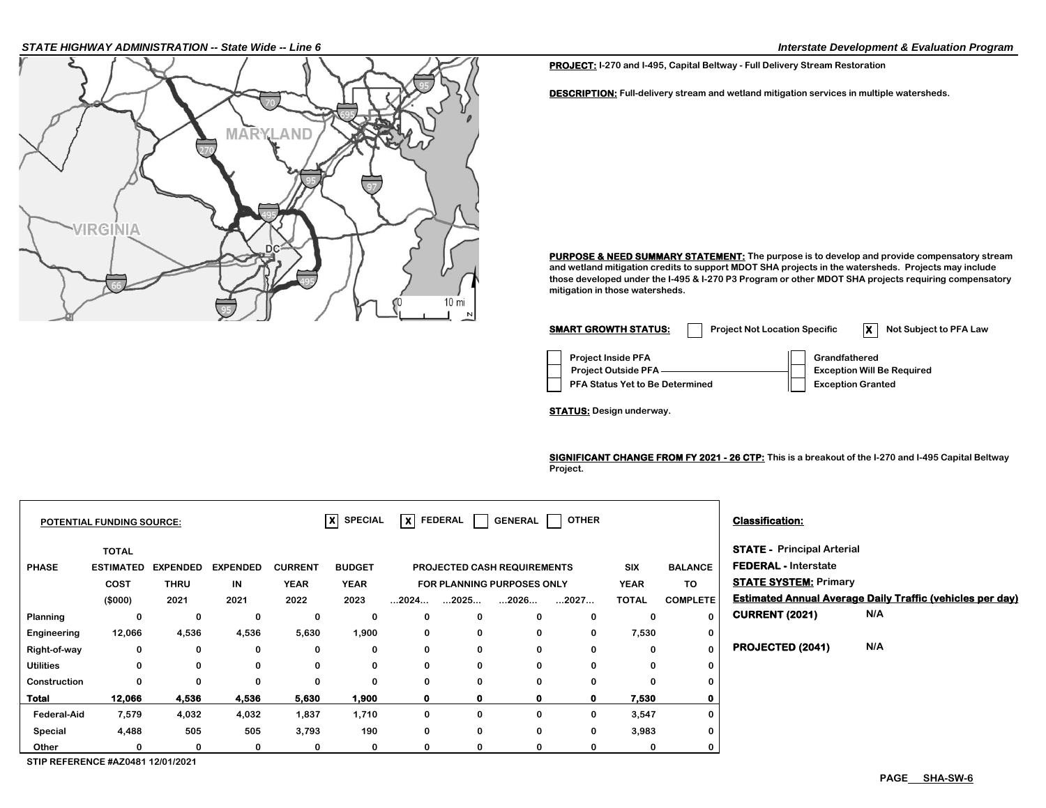**PROJECT:** I-270 and I-495, Capital Beltway - Full Delivery Stream Restoration

**DESCRIPTION:** Full-delivery stream and wetland mitigation services in multiple watersheds.

**PURPOSE & NEED SUMMARY STATEMENT:** The purpose is to develop and provide compensatory stream and wetland mitigation credits to support MDOT SHA projects in the watersheds. Projects may include those developed under the I-495 & I-270 P3 Program or other MDOT SHA projects requiring compensatory mitigation in those watersheds.

**SMART GROWTH STATUS:** ☐ Project Not Location Specific ☒ Not Subject to PFA Law

☐ Project Inside PFA
☐ Project Outside PFA
☐ PFA Status Yet to Be Determined

☐ Grandfathered
☐ Exception Will Be Required
☐ Exception Granted

**STATUS:** Design underway.

**SIGNIFICANT CHANGE FROM FY 2021 - 26 CTP:** This is a breakout of the I-270 and I-495 Capital Beltway Project.

**POTENTIAL FUNDING SOURCE:** ☒ SPECIAL ☒ FEDERAL ☐ GENERAL ☐ OTHER

| PHASE | TOTAL ESTIMATED COST ($000) | EXPENDED THRU 2021 | EXPENDED IN 2021 | CURRENT YEAR 2022 | BUDGET YEAR 2023 | ...2024... | ...2025... | ...2026... | ...2027... | SIX YEAR TOTAL | BALANCE TO COMPLETE |
|---|---|---|---|---|---|---|---|---|---|---|---|
| | | | | | | PROJECTED CASH REQUIREMENTS FOR PLANNING PURPOSES ONLY | | | | | |
| Planning | 0 | 0 | 0 | 0 | 0 | 0 | 0 | 0 | 0 | 0 | 0 |
| Engineering | 12,066 | 4,536 | 4,536 | 5,630 | 1,900 | 0 | 0 | 0 | 0 | 7,530 | 0 |
| Right-of-way | 0 | 0 | 0 | 0 | 0 | 0 | 0 | 0 | 0 | 0 | 0 |
| Utilities | 0 | 0 | 0 | 0 | 0 | 0 | 0 | 0 | 0 | 0 | 0 |
| Construction | 0 | 0 | 0 | 0 | 0 | 0 | 0 | 0 | 0 | 0 | 0 |
| **Total** | **12,066** | **4,536** | **4,536** | **5,630** | **1,900** | **0** | **0** | **0** | **0** | **7,530** | **0** |
| Federal-Aid | 7,579 | 4,032 | 4,032 | 1,837 | 1,710 | 0 | 0 | 0 | 0 | 3,547 | 0 |
| Special | 4,488 | 505 | 505 | 3,793 | 190 | 0 | 0 | 0 | 0 | 3,983 | 0 |
| Other | 0 | 0 | 0 | 0 | 0 | 0 | 0 | 0 | 0 | 0 | 0 |

STIP REFERENCE #AZ0481 12/01/2021

**Classification:**

**STATE -** Principal Arterial
**FEDERAL -** Interstate
**STATE SYSTEM:** Primary

**Estimated Annual Average Daily Traffic (vehicles per day)**

**CURRENT (2021)** N/A

**PROJECTED (2041)** N/A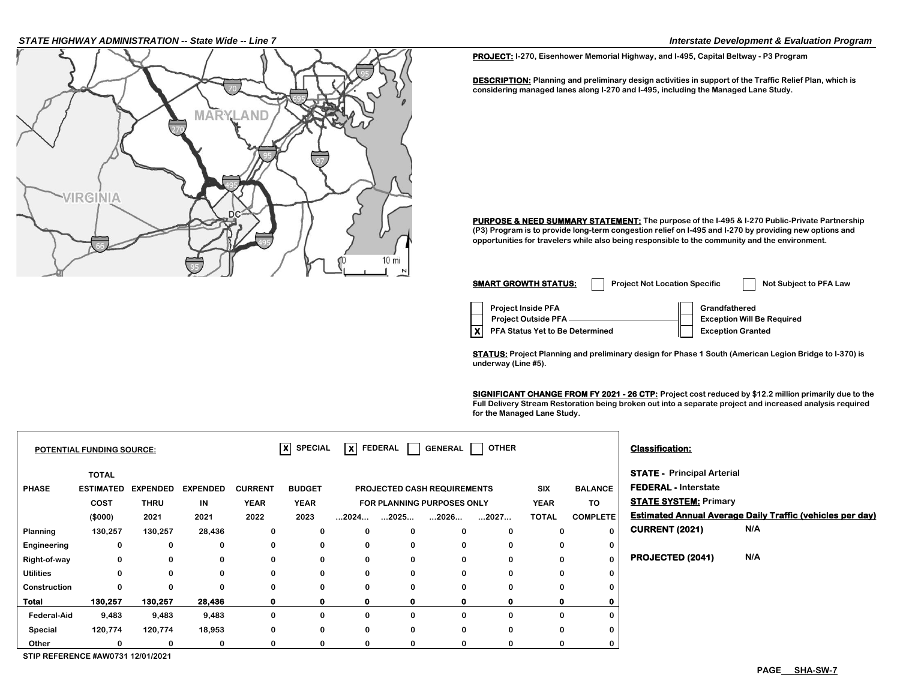**PROJECT:** I-270, Eisenhower Memorial Highway, and I-495, Capital Beltway - P3 Program

**DESCRIPTION:** Planning and preliminary design activities in support of the Traffic Relief Plan, which is considering managed lanes along I-270 and I-495, including the Managed Lane Study.

**PURPOSE & NEED SUMMARY STATEMENT:** The purpose of the I-495 & I-270 Public-Private Partnership (P3) Program is to provide long-term congestion relief on I-495 and I-270 by providing new options and opportunities for travelers while also being responsible to the community and the environment.

**SMART GROWTH STATUS:** [ ] Project Not Location Specific [ ] Not Subject to PFA Law

[ ] Project Inside PFA
[ ] Project Outside PFA
[X] PFA Status Yet to Be Determined

[ ] Grandfathered
[ ] Exception Will Be Required
[ ] Exception Granted

**STATUS:** Project Planning and preliminary design for Phase 1 South (American Legion Bridge to I-370) is underway (Line #5).

**SIGNIFICANT CHANGE FROM FY 2021 - 26 CTP:** Project cost reduced by $12.2 million primarily due to the Full Delivery Stream Restoration being broken out into a separate project and increased analysis required for the Managed Lane Study.

**POTENTIAL FUNDING SOURCE:** [X] SPECIAL [X] FEDERAL [ ] GENERAL [ ] OTHER

| PHASE | TOTAL ESTIMATED COST ($000) | EXPENDED THRU 2021 | EXPENDED IN 2021 | CURRENT YEAR 2022 | BUDGET YEAR 2023 | PROJECTED CASH REQUIREMENTS FOR PLANNING PURPOSES ONLY ...2024... | ...2025... | ...2026... | ...2027... | SIX YEAR TOTAL | BALANCE TO COMPLETE |
|---|---|---|---|---|---|---|---|---|---|---|---|
| Planning | 130,257 | 130,257 | 28,436 | 0 | 0 | 0 | 0 | 0 | 0 | 0 | 0 |
| Engineering | 0 | 0 | 0 | 0 | 0 | 0 | 0 | 0 | 0 | 0 | 0 |
| Right-of-way | 0 | 0 | 0 | 0 | 0 | 0 | 0 | 0 | 0 | 0 | 0 |
| Utilities | 0 | 0 | 0 | 0 | 0 | 0 | 0 | 0 | 0 | 0 | 0 |
| Construction | 0 | 0 | 0 | 0 | 0 | 0 | 0 | 0 | 0 | 0 | 0 |
| **Total** | **130,257** | **130,257** | **28,436** | **0** | **0** | **0** | **0** | **0** | **0** | **0** | **0** |
| Federal-Aid | 9,483 | 9,483 | 9,483 | 0 | 0 | 0 | 0 | 0 | 0 | 0 | 0 |
| Special | 120,774 | 120,774 | 18,953 | 0 | 0 | 0 | 0 | 0 | 0 | 0 | 0 |
| Other | 0 | 0 | 0 | 0 | 0 | 0 | 0 | 0 | 0 | 0 | 0 |

STIP REFERENCE #AW0731 12/01/2021

**Classification:**

**STATE -** Principal Arterial
**FEDERAL -** Interstate
**STATE SYSTEM:** Primary

**Estimated Annual Average Daily Traffic (vehicles per day)**

**CURRENT (2021)** N/A

**PROJECTED (2041)** N/A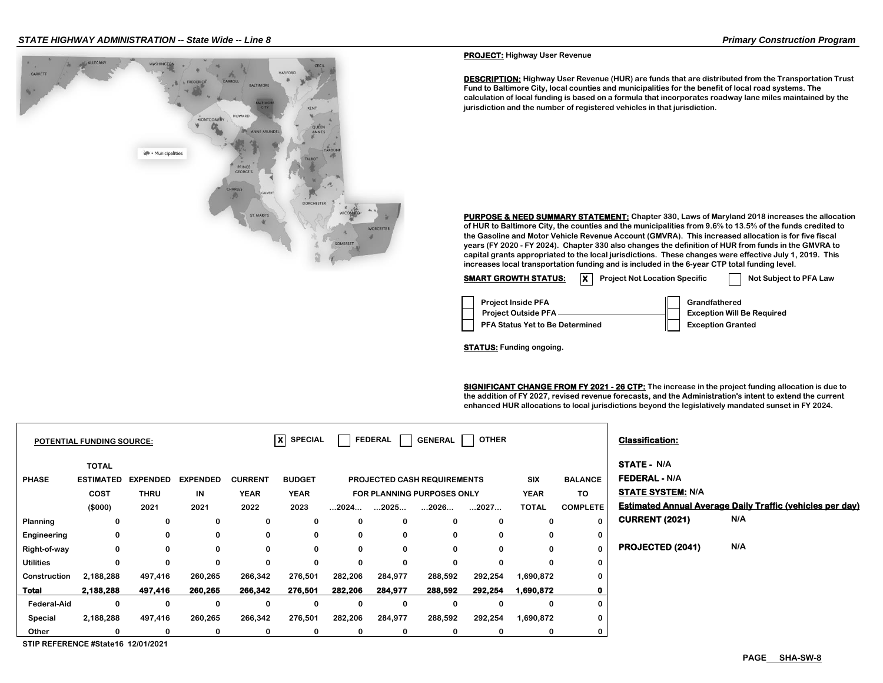PROJECT: Highway User Revenue

**DESCRIPTION:** Highway User Revenue (HUR) are funds that are distributed from the Transportation Trust Fund to Baltimore City, local counties and municipalities for the benefit of local road systems. The calculation of local funding is based on a formula that incorporates roadway lane miles maintained by the jurisdiction and the number of registered vehicles in that jurisdiction.

**PURPOSE & NEED SUMMARY STATEMENT:** Chapter 330, Laws of Maryland 2018 increases the allocation of HUR to Baltimore City, the counties and the municipalities from 9.6% to 13.5% of the funds credited to the Gasoline and Motor Vehicle Revenue Account (GMVRA). This increased allocation is for five fiscal years (FY 2020 - FY 2024). Chapter 330 also changes the definition of HUR from funds in the GMVRA to capital grants appropriated to the local jurisdictions. These changes were effective July 1, 2019. This increases local transportation funding and is included in the 6-year CTP total funding level.

**SMART GROWTH STATUS:** [X] Project Not Location Specific [ ] Not Subject to PFA Law

- [ ] Project Inside PFA
- [ ] Project Outside PFA
- [ ] PFA Status Yet to Be Determined
- [ ] Grandfathered
- [ ] Exception Will Be Required
- [ ] Exception Granted

**STATUS:** Funding ongoing.

**SIGNIFICANT CHANGE FROM FY 2021 - 26 CTP:** The increase in the project funding allocation is due to the addition of FY 2027, revised revenue forecasts, and the Administration's intent to extend the current enhanced HUR allocations to local jurisdictions beyond the legislatively mandated sunset in FY 2024.

**POTENTIAL FUNDING SOURCE:** [X] SPECIAL [ ] FEDERAL [ ] GENERAL [ ] OTHER

| PHASE | TOTAL ESTIMATED COST ($000) | EXPENDED THRU 2021 | EXPENDED IN 2021 | CURRENT YEAR 2022 | BUDGET YEAR 2023 | PROJECTED CASH REQUIREMENTS FOR PLANNING PURPOSES ONLY ...2024... | ...2025... | ...2026... | ...2027... | SIX YEAR TOTAL | BALANCE TO COMPLETE |
|---|---|---|---|---|---|---|---|---|---|---|---|
| Planning | 0 | 0 | 0 | 0 | 0 | 0 | 0 | 0 | 0 | 0 | 0 |
| Engineering | 0 | 0 | 0 | 0 | 0 | 0 | 0 | 0 | 0 | 0 | 0 |
| Right-of-way | 0 | 0 | 0 | 0 | 0 | 0 | 0 | 0 | 0 | 0 | 0 |
| Utilities | 0 | 0 | 0 | 0 | 0 | 0 | 0 | 0 | 0 | 0 | 0 |
| Construction | 2,188,288 | 497,416 | 260,265 | 266,342 | 276,501 | 282,206 | 284,977 | 288,592 | 292,254 | 1,690,872 | 0 |
| **Total** | **2,188,288** | **497,416** | **260,265** | **266,342** | **276,501** | **282,206** | **284,977** | **288,592** | **292,254** | **1,690,872** | **0** |
| Federal-Aid | 0 | 0 | 0 | 0 | 0 | 0 | 0 | 0 | 0 | 0 | 0 |
| Special | 2,188,288 | 497,416 | 260,265 | 266,342 | 276,501 | 282,206 | 284,977 | 288,592 | 292,254 | 1,690,872 | 0 |
| Other | 0 | 0 | 0 | 0 | 0 | 0 | 0 | 0 | 0 | 0 | 0 |

**Classification:**

STATE - N/A

FEDERAL - N/A

STATE SYSTEM: N/A

**Estimated Annual Average Daily Traffic (vehicles per day)**

CURRENT (2021) N/A

PROJECTED (2041) N/A

STIP REFERENCE #State16 12/01/2021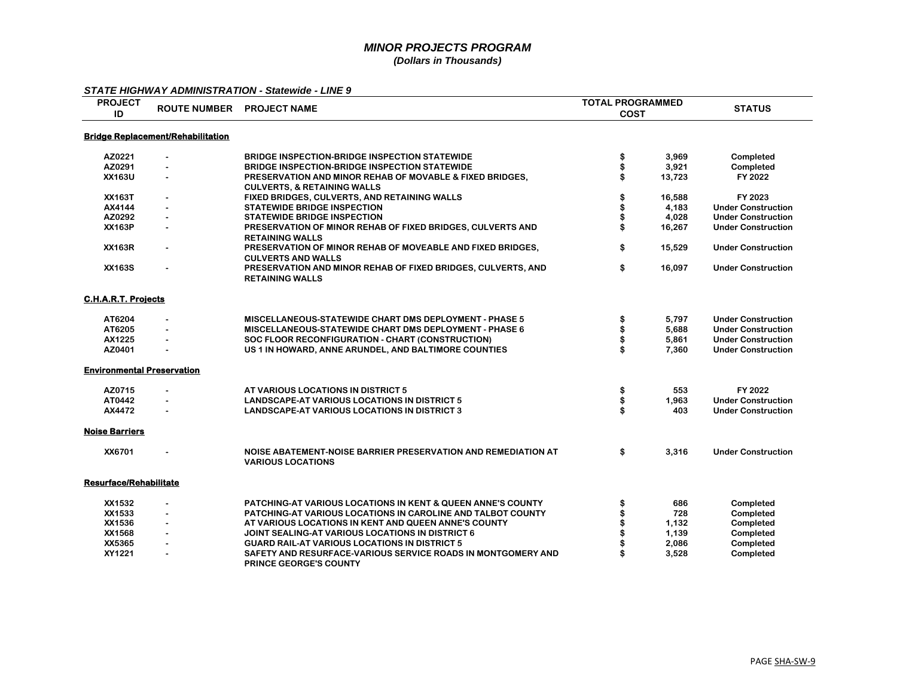# *MINOR PROJECTS PROGRAM*
### *(Dollars in Thousands)*

***STATE HIGHWAY ADMINISTRATION - Statewide - LINE 9***

| PROJECT ID | ROUTE NUMBER | PROJECT NAME | TOTAL PROGRAMMED COST | STATUS |
|---|---|---|---|---|
| **Bridge Replacement/Rehabilitation** | | | | |
| AZ0221 | - | BRIDGE INSPECTION-BRIDGE INSPECTION STATEWIDE | $ 3,969 | Completed |
| AZ0291 | - | BRIDGE INSPECTION-BRIDGE INSPECTION STATEWIDE | $ 3,921 | Completed |
| XX163U | - | PRESERVATION AND MINOR REHAB OF MOVABLE & FIXED BRIDGES, CULVERTS, & RETAINING WALLS | $ 13,723 | FY 2022 |
| XX163T | - | FIXED BRIDGES, CULVERTS, AND RETAINING WALLS | $ 16,588 | FY 2023 |
| AX4144 | - | STATEWIDE BRIDGE INSPECTION | $ 4,183 | Under Construction |
| AZ0292 | - | STATEWIDE BRIDGE INSPECTION | $ 4,028 | Under Construction |
| XX163P | - | PRESERVATION OF MINOR REHAB OF FIXED BRIDGES, CULVERTS AND RETAINING WALLS | $ 16,267 | Under Construction |
| XX163R | - | PRESERVATION OF MINOR REHAB OF MOVEABLE AND FIXED BRIDGES, CULVERTS AND WALLS | $ 15,529 | Under Construction |
| XX163S | - | PRESERVATION AND MINOR REHAB OF FIXED BRIDGES, CULVERTS, AND RETAINING WALLS | $ 16,097 | Under Construction |
| **C.H.A.R.T. Projects** | | | | |
| AT6204 | - | MISCELLANEOUS-STATEWIDE CHART DMS DEPLOYMENT - PHASE 5 | $ 5,797 | Under Construction |
| AT6205 | - | MISCELLANEOUS-STATEWIDE CHART DMS DEPLOYMENT - PHASE 6 | $ 5,688 | Under Construction |
| AX1225 | - | SOC FLOOR RECONFIGURATION - CHART (CONSTRUCTION) | $ 5,861 | Under Construction |
| AZ0401 | - | US 1 IN HOWARD, ANNE ARUNDEL, AND BALTIMORE COUNTIES | $ 7,360 | Under Construction |
| **Environmental Preservation** | | | | |
| AZ0715 | - | AT VARIOUS LOCATIONS IN DISTRICT 5 | $ 553 | FY 2022 |
| AT0442 | - | LANDSCAPE-AT VARIOUS LOCATIONS IN DISTRICT 5 | $ 1,963 | Under Construction |
| AX4472 | - | LANDSCAPE-AT VARIOUS LOCATIONS IN DISTRICT 3 | $ 403 | Under Construction |
| **Noise Barriers** | | | | |
| XX6701 | - | NOISE ABATEMENT-NOISE BARRIER PRESERVATION AND REMEDIATION AT VARIOUS LOCATIONS | $ 3,316 | Under Construction |
| **Resurface/Rehabilitate** | | | | |
| XX1532 | - | PATCHING-AT VARIOUS LOCATIONS IN KENT & QUEEN ANNE'S COUNTY | $ 686 | Completed |
| XX1533 | - | PATCHING-AT VARIOUS LOCATIONS IN CAROLINE AND TALBOT COUNTY | $ 728 | Completed |
| XX1536 | - | AT VARIOUS LOCATIONS IN KENT AND QUEEN ANNE'S COUNTY | $ 1,132 | Completed |
| XX1568 | - | JOINT SEALING-AT VARIOUS LOCATIONS IN DISTRICT 6 | $ 1,139 | Completed |
| XX5365 | - | GUARD RAIL-AT VARIOUS LOCATIONS IN DISTRICT 5 | $ 2,086 | Completed |
| XY1221 | - | SAFETY AND RESURFACE-VARIOUS SERVICE ROADS IN MONTGOMERY AND PRINCE GEORGE'S COUNTY | $ 3,528 | Completed |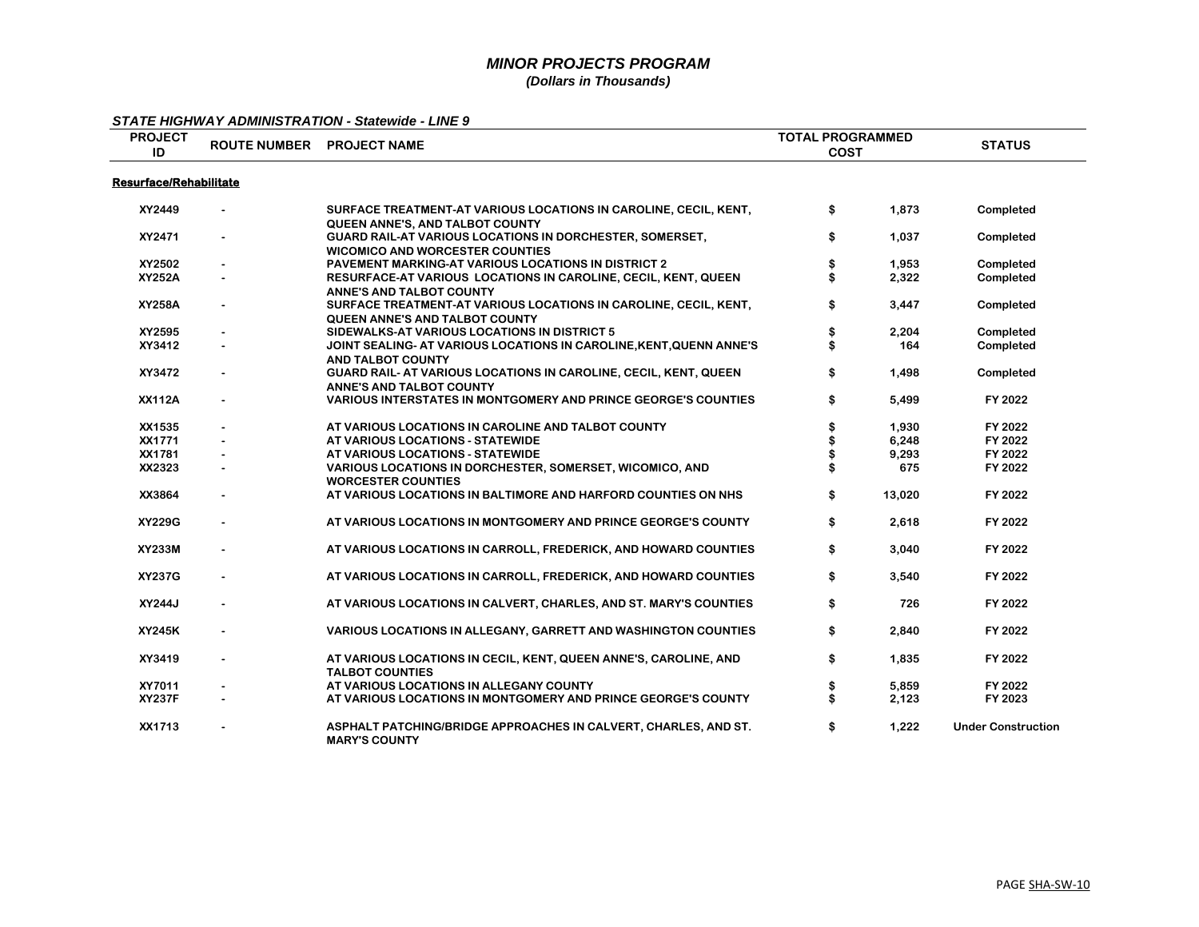# MINOR PROJECTS PROGRAM
*(Dollars in Thousands)*

***STATE HIGHWAY ADMINISTRATION - Statewide - LINE 9***

| PROJECT ID | ROUTE NUMBER | PROJECT NAME | TOTAL PROGRAMMED COST | | STATUS |
|---|---|---|---|---|---|
| **Resurface/Rehabilitate** | | | | | |
| XY2449 | - | SURFACE TREATMENT-AT VARIOUS LOCATIONS IN CAROLINE, CECIL, KENT, QUEEN ANNE'S, AND TALBOT COUNTY | $ | 1,873 | Completed |
| XY2471 | - | GUARD RAIL-AT VARIOUS LOCATIONS IN DORCHESTER, SOMERSET, WICOMICO AND WORCESTER COUNTIES | $ | 1,037 | Completed |
| XY2502 | - | PAVEMENT MARKING-AT VARIOUS LOCATIONS IN DISTRICT 2 | $ | 1,953 | Completed |
| XY252A | - | RESURFACE-AT VARIOUS LOCATIONS IN CAROLINE, CECIL, KENT, QUEEN ANNE'S AND TALBOT COUNTY | $ | 2,322 | Completed |
| XY258A | - | SURFACE TREATMENT-AT VARIOUS LOCATIONS IN CAROLINE, CECIL, KENT, QUEEN ANNE'S AND TALBOT COUNTY | $ | 3,447 | Completed |
| XY2595 | - | SIDEWALKS-AT VARIOUS LOCATIONS IN DISTRICT 5 | $ | 2,204 | Completed |
| XY3412 | - | JOINT SEALING- AT VARIOUS LOCATIONS IN CAROLINE,KENT,QUENN ANNE'S AND TALBOT COUNTY | $ | 164 | Completed |
| XY3472 | - | GUARD RAIL- AT VARIOUS LOCATIONS IN CAROLINE, CECIL, KENT, QUEEN ANNE'S AND TALBOT COUNTY | $ | 1,498 | Completed |
| XX112A | - | VARIOUS INTERSTATES IN MONTGOMERY AND PRINCE GEORGE'S COUNTIES | $ | 5,499 | FY 2022 |
| XX1535 | - | AT VARIOUS LOCATIONS IN CAROLINE AND TALBOT COUNTY | $ | 1,930 | FY 2022 |
| XX1771 | - | AT VARIOUS LOCATIONS - STATEWIDE | $ | 6,248 | FY 2022 |
| XX1781 | - | AT VARIOUS LOCATIONS - STATEWIDE | $ | 9,293 | FY 2022 |
| XX2323 | - | VARIOUS LOCATIONS IN DORCHESTER, SOMERSET, WICOMICO, AND WORCESTER COUNTIES | $ | 675 | FY 2022 |
| XX3864 | - | AT VARIOUS LOCATIONS IN BALTIMORE AND HARFORD COUNTIES ON NHS | $ | 13,020 | FY 2022 |
| XY229G | - | AT VARIOUS LOCATIONS IN MONTGOMERY AND PRINCE GEORGE'S COUNTY | $ | 2,618 | FY 2022 |
| XY233M | - | AT VARIOUS LOCATIONS IN CARROLL, FREDERICK, AND HOWARD COUNTIES | $ | 3,040 | FY 2022 |
| XY237G | - | AT VARIOUS LOCATIONS IN CARROLL, FREDERICK, AND HOWARD COUNTIES | $ | 3,540 | FY 2022 |
| XY244J | - | AT VARIOUS LOCATIONS IN CALVERT, CHARLES, AND ST. MARY'S COUNTIES | $ | 726 | FY 2022 |
| XY245K | - | VARIOUS LOCATIONS IN ALLEGANY, GARRETT AND WASHINGTON COUNTIES | $ | 2,840 | FY 2022 |
| XY3419 | - | AT VARIOUS LOCATIONS IN CECIL, KENT, QUEEN ANNE'S, CAROLINE, AND TALBOT COUNTIES | $ | 1,835 | FY 2022 |
| XY7011 | - | AT VARIOUS LOCATIONS IN ALLEGANY COUNTY | $ | 5,859 | FY 2022 |
| XY237F | - | AT VARIOUS LOCATIONS IN MONTGOMERY AND PRINCE GEORGE'S COUNTY | $ | 2,123 | FY 2023 |
| XX1713 | - | ASPHALT PATCHING/BRIDGE APPROACHES IN CALVERT, CHARLES, AND ST. MARY'S COUNTY | $ | 1,222 | Under Construction |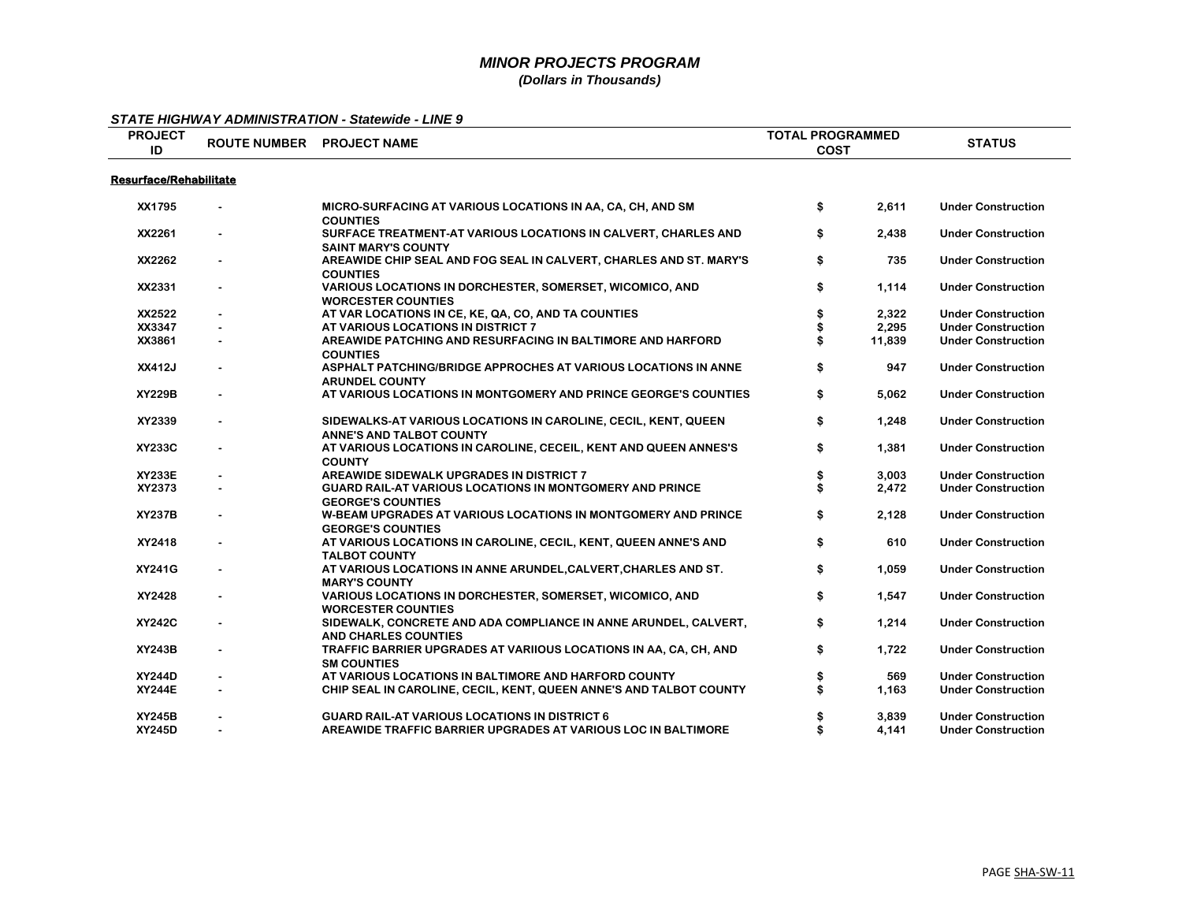# MINOR PROJECTS PROGRAM
## (Dollars in Thousands)

***STATE HIGHWAY ADMINISTRATION - Statewide - LINE 9***

| PROJECT ID | ROUTE NUMBER | PROJECT NAME | TOTAL PROGRAMMED COST | | STATUS |
|---|---|---|---|---|---|
| **Resurface/Rehabilitate** | | | | | |
| XX1795 | - | MICRO-SURFACING AT VARIOUS LOCATIONS IN AA, CA, CH, AND SM COUNTIES | $ | 2,611 | Under Construction |
| XX2261 | - | SURFACE TREATMENT-AT VARIOUS LOCATIONS IN CALVERT, CHARLES AND SAINT MARY'S COUNTY | $ | 2,438 | Under Construction |
| XX2262 | - | AREAWIDE CHIP SEAL AND FOG SEAL IN CALVERT, CHARLES AND ST. MARY'S COUNTIES | $ | 735 | Under Construction |
| XX2331 | - | VARIOUS LOCATIONS IN DORCHESTER, SOMERSET, WICOMICO, AND WORCESTER COUNTIES | $ | 1,114 | Under Construction |
| XX2522 | - | AT VAR LOCATIONS IN CE, KE, QA, CO, AND TA COUNTIES | $ | 2,322 | Under Construction |
| XX3347 | - | AT VARIOUS LOCATIONS IN DISTRICT 7 | $ | 2,295 | Under Construction |
| XX3861 | - | AREAWIDE PATCHING AND RESURFACING IN BALTIMORE AND HARFORD COUNTIES | $ | 11,839 | Under Construction |
| XX412J | - | ASPHALT PATCHING/BRIDGE APPROCHES AT VARIOUS LOCATIONS IN ANNE ARUNDEL COUNTY | $ | 947 | Under Construction |
| XY229B | - | AT VARIOUS LOCATIONS IN MONTGOMERY AND PRINCE GEORGE'S COUNTIES | $ | 5,062 | Under Construction |
| XY2339 | - | SIDEWALKS-AT VARIOUS LOCATIONS IN CAROLINE, CECIL, KENT, QUEEN ANNE'S AND TALBOT COUNTY | $ | 1,248 | Under Construction |
| XY233C | - | AT VARIOUS LOCATIONS IN CAROLINE, CECEIL, KENT AND QUEEN ANNES'S COUNTY | $ | 1,381 | Under Construction |
| XY233E | - | AREAWIDE SIDEWALK UPGRADES IN DISTRICT 7 | $ | 3,003 | Under Construction |
| XY2373 | - | GUARD RAIL-AT VARIOUS LOCATIONS IN MONTGOMERY AND PRINCE GEORGE'S COUNTIES | $ | 2,472 | Under Construction |
| XY237B | - | W-BEAM UPGRADES AT VARIOUS LOCATIONS IN MONTGOMERY AND PRINCE GEORGE'S COUNTIES | $ | 2,128 | Under Construction |
| XY2418 | - | AT VARIOUS LOCATIONS IN CAROLINE, CECIL, KENT, QUEEN ANNE'S AND TALBOT COUNTY | $ | 610 | Under Construction |
| XY241G | - | AT VARIOUS LOCATIONS IN ANNE ARUNDEL,CALVERT,CHARLES AND ST. MARY'S COUNTY | $ | 1,059 | Under Construction |
| XY2428 | - | VARIOUS LOCATIONS IN DORCHESTER, SOMERSET, WICOMICO, AND WORCESTER COUNTIES | $ | 1,547 | Under Construction |
| XY242C | - | SIDEWALK, CONCRETE AND ADA COMPLIANCE IN ANNE ARUNDEL, CALVERT, AND CHARLES COUNTIES | $ | 1,214 | Under Construction |
| XY243B | - | TRAFFIC BARRIER UPGRADES AT VARIIOUS LOCATIONS IN AA, CA, CH, AND SM COUNTIES | $ | 1,722 | Under Construction |
| XY244D | - | AT VARIOUS LOCATIONS IN BALTIMORE AND HARFORD COUNTY | $ | 569 | Under Construction |
| XY244E | - | CHIP SEAL IN CAROLINE, CECIL, KENT, QUEEN ANNE'S AND TALBOT COUNTY | $ | 1,163 | Under Construction |
| XY245B | - | GUARD RAIL-AT VARIOUS LOCATIONS IN DISTRICT 6 | $ | 3,839 | Under Construction |
| XY245D | - | AREAWIDE TRAFFIC BARRIER UPGRADES AT VARIOUS LOC IN BALTIMORE | $ | 4,141 | Under Construction |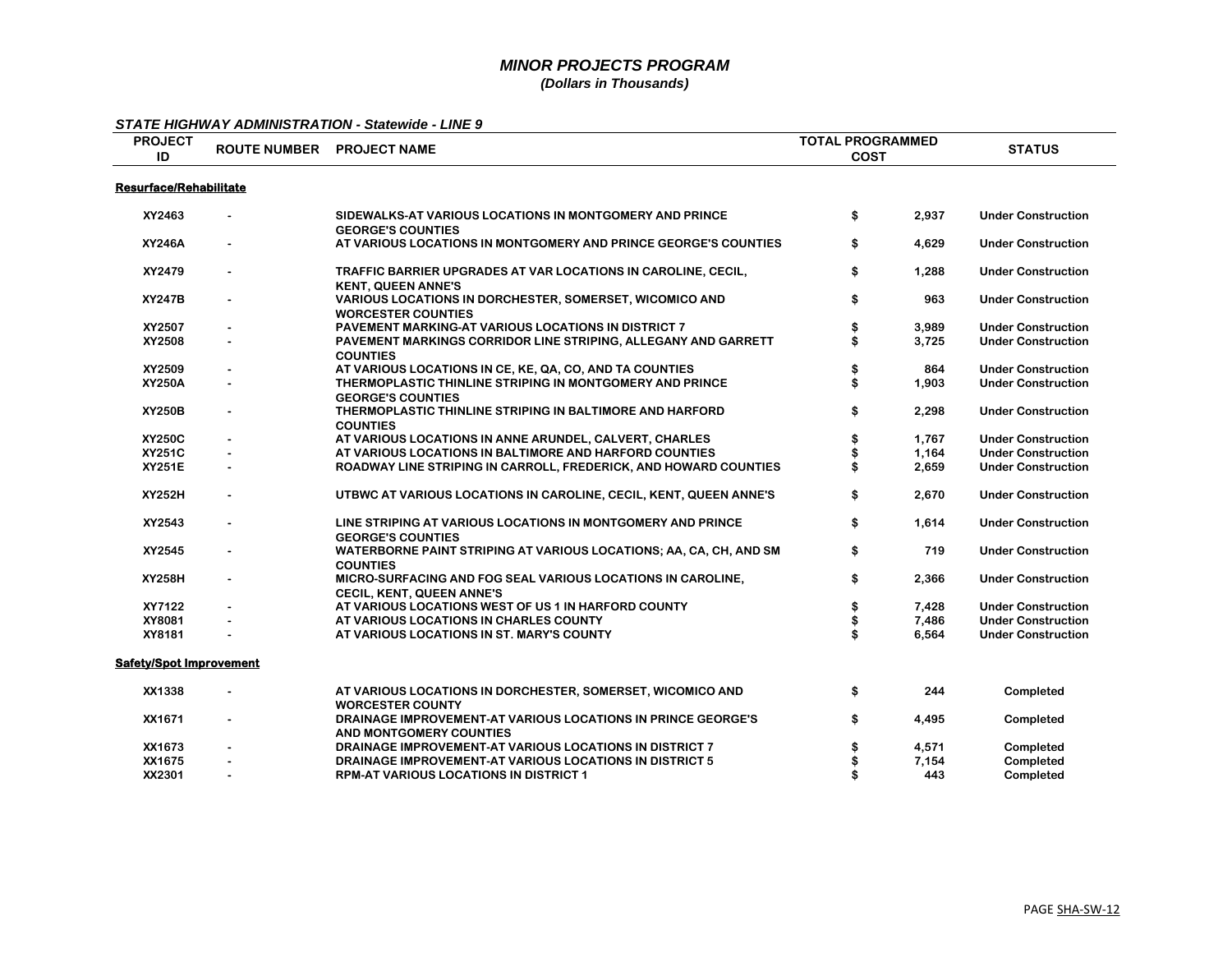# *MINOR PROJECTS PROGRAM*
### *(Dollars in Thousands)*

***STATE HIGHWAY ADMINISTRATION - Statewide - LINE 9***

| PROJECT ID | ROUTE NUMBER | PROJECT NAME | TOTAL PROGRAMMED COST | STATUS |
|---|---|---|---|---|
| **Resurface/Rehabilitate** | | | | |
| XY2463 | - | SIDEWALKS-AT VARIOUS LOCATIONS IN MONTGOMERY AND PRINCE GEORGE'S COUNTIES | $ 2,937 | Under Construction |
| XY246A | - | AT VARIOUS LOCATIONS IN MONTGOMERY AND PRINCE GEORGE'S COUNTIES | $ 4,629 | Under Construction |
| XY2479 | - | TRAFFIC BARRIER UPGRADES AT VAR LOCATIONS IN CAROLINE, CECIL, KENT, QUEEN ANNE'S | $ 1,288 | Under Construction |
| XY247B | - | VARIOUS LOCATIONS IN DORCHESTER, SOMERSET, WICOMICO AND WORCESTER COUNTIES | $ 963 | Under Construction |
| XY2507 | - | PAVEMENT MARKING-AT VARIOUS LOCATIONS IN DISTRICT 7 | $ 3,989 | Under Construction |
| XY2508 | - | PAVEMENT MARKINGS CORRIDOR LINE STRIPING, ALLEGANY AND GARRETT COUNTIES | $ 3,725 | Under Construction |
| XY2509 | - | AT VARIOUS LOCATIONS IN CE, KE, QA, CO, AND TA COUNTIES | $ 864 | Under Construction |
| XY250A | - | THERMOPLASTIC THINLINE STRIPING IN MONTGOMERY AND PRINCE GEORGE'S COUNTIES | $ 1,903 | Under Construction |
| XY250B | - | THERMOPLASTIC THINLINE STRIPING IN BALTIMORE AND HARFORD COUNTIES | $ 2,298 | Under Construction |
| XY250C | - | AT VARIOUS LOCATIONS IN ANNE ARUNDEL, CALVERT, CHARLES | $ 1,767 | Under Construction |
| XY251C | - | AT VARIOUS LOCATIONS IN BALTIMORE AND HARFORD COUNTIES | $ 1,164 | Under Construction |
| XY251E | - | ROADWAY LINE STRIPING IN CARROLL, FREDERICK, AND HOWARD COUNTIES | $ 2,659 | Under Construction |
| XY252H | - | UTBWC AT VARIOUS LOCATIONS IN CAROLINE, CECIL, KENT, QUEEN ANNE'S | $ 2,670 | Under Construction |
| XY2543 | - | LINE STRIPING AT VARIOUS LOCATIONS IN MONTGOMERY AND PRINCE GEORGE'S COUNTIES | $ 1,614 | Under Construction |
| XY2545 | - | WATERBORNE PAINT STRIPING AT VARIOUS LOCATIONS; AA, CA, CH, AND SM COUNTIES | $ 719 | Under Construction |
| XY258H | - | MICRO-SURFACING AND FOG SEAL VARIOUS LOCATIONS IN CAROLINE, CECIL, KENT, QUEEN ANNE'S | $ 2,366 | Under Construction |
| XY7122 | - | AT VARIOUS LOCATIONS WEST OF US 1 IN HARFORD COUNTY | $ 7,428 | Under Construction |
| XY8081 | - | AT VARIOUS LOCATIONS IN CHARLES COUNTY | $ 7,486 | Under Construction |
| XY8181 | - | AT VARIOUS LOCATIONS IN ST. MARY'S COUNTY | $ 6,564 | Under Construction |
| **Safety/Spot Improvement** | | | | |
| XX1338 | - | AT VARIOUS LOCATIONS IN DORCHESTER, SOMERSET, WICOMICO AND WORCESTER COUNTY | $ 244 | Completed |
| XX1671 | - | DRAINAGE IMPROVEMENT-AT VARIOUS LOCATIONS IN PRINCE GEORGE'S AND MONTGOMERY COUNTIES | $ 4,495 | Completed |
| XX1673 | - | DRAINAGE IMPROVEMENT-AT VARIOUS LOCATIONS IN DISTRICT 7 | $ 4,571 | Completed |
| XX1675 | - | DRAINAGE IMPROVEMENT-AT VARIOUS LOCATIONS IN DISTRICT 5 | $ 7,154 | Completed |
| XX2301 | - | RPM-AT VARIOUS LOCATIONS IN DISTRICT 1 | $ 443 | Completed |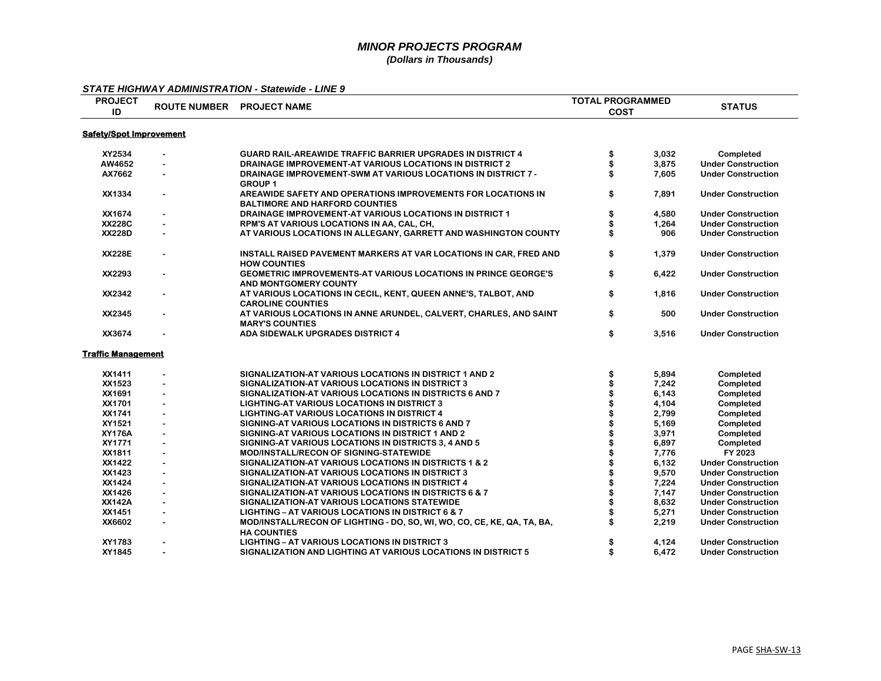# *MINOR PROJECTS PROGRAM*

***(Dollars in Thousands)***

***STATE HIGHWAY ADMINISTRATION - Statewide - LINE 9***

| PROJECT ID | ROUTE NUMBER | PROJECT NAME | TOTAL PROGRAMMED COST | STATUS |
|---|---|---|---|---|
| **Safety/Spot Improvement** | | | | |
| XY2534 | - | GUARD RAIL-AREAWIDE TRAFFIC BARRIER UPGRADES IN DISTRICT 4 | $ 3,032 | Completed |
| AW4652 | - | DRAINAGE IMPROVEMENT-AT VARIOUS LOCATIONS IN DISTRICT 2 | $ 3,875 | Under Construction |
| AX7662 | - | DRAINAGE IMPROVEMENT-SWM AT VARIOUS LOCATIONS IN DISTRICT 7 - GROUP 1 | $ 7,605 | Under Construction |
| XX1334 | - | AREAWIDE SAFETY AND OPERATIONS IMPROVEMENTS FOR LOCATIONS IN BALTIMORE AND HARFORD COUNTIES | $ 7,891 | Under Construction |
| XX1674 | - | DRAINAGE IMPROVEMENT-AT VARIOUS LOCATIONS IN DISTRICT 1 | $ 4,580 | Under Construction |
| XX228C | - | RPM'S AT VARIOUS LOCATIONS IN AA, CAL, CH, | $ 1,264 | Under Construction |
| XX228D | - | AT VARIOUS LOCATIONS IN ALLEGANY, GARRETT AND WASHINGTON COUNTY | $ 906 | Under Construction |
| XX228E | - | INSTALL RAISED PAVEMENT MARKERS AT VAR LOCATIONS IN CAR, FRED AND HOW COUNTIES | $ 1,379 | Under Construction |
| XX2293 | - | GEOMETRIC IMPROVEMENTS-AT VARIOUS LOCATIONS IN PRINCE GEORGE'S AND MONTGOMERY COUNTY | $ 6,422 | Under Construction |
| XX2342 | - | AT VARIOUS LOCATIONS IN CECIL, KENT, QUEEN ANNE'S, TALBOT, AND CAROLINE COUNTIES | $ 1,816 | Under Construction |
| XX2345 | - | AT VARIOUS LOCATIONS IN ANNE ARUNDEL, CALVERT, CHARLES, AND SAINT MARY'S COUNTIES | $ 500 | Under Construction |
| XX3674 | - | ADA SIDEWALK UPGRADES DISTRICT 4 | $ 3,516 | Under Construction |
| **Traffic Management** | | | | |
| XX1411 | - | SIGNALIZATION-AT VARIOUS LOCATIONS IN DISTRICT 1 AND 2 | $ 5,894 | Completed |
| XX1523 | - | SIGNALIZATION-AT VARIOUS LOCATIONS IN DISTRICT 3 | $ 7,242 | Completed |
| XX1691 | - | SIGNALIZATION-AT VARIOUS LOCATIONS IN DISTRICTS 6 AND 7 | $ 6,143 | Completed |
| XX1701 | - | LIGHTING-AT VARIOUS LOCATIONS IN DISTRICT 3 | $ 4,104 | Completed |
| XX1741 | - | LIGHTING-AT VARIOUS LOCATIONS IN DISTRICT 4 | $ 2,799 | Completed |
| XY1521 | - | SIGNING-AT VARIOUS LOCATIONS IN DISTRICTS 6 AND 7 | $ 5,169 | Completed |
| XY176A | - | SIGNING-AT VARIOUS LOCATIONS IN DISTRICT 1 AND 2 | $ 3,971 | Completed |
| XY1771 | - | SIGNING-AT VARIOUS LOCATIONS IN DISTRICTS 3, 4 AND 5 | $ 6,897 | Completed |
| XX1811 | - | MOD/INSTALL/RECON OF SIGNING-STATEWIDE | $ 7,776 | FY 2023 |
| XX1422 | - | SIGNALIZATION-AT VARIOUS LOCATIONS IN DISTRICTS 1 & 2 | $ 6,132 | Under Construction |
| XX1423 | - | SIGNALIZATION-AT VARIOUS LOCATIONS IN DISTRICT 3 | $ 9,570 | Under Construction |
| XX1424 | - | SIGNALIZATION-AT VARIOUS LOCATIONS IN DISTRICT 4 | $ 7,224 | Under Construction |
| XX1426 | - | SIGNALIZATION-AT VARIOUS LOCATIONS IN DISTRICTS 6 & 7 | $ 7,147 | Under Construction |
| XX142A | - | SIGNALIZATION-AT VARIOUS LOCATIONS STATEWIDE | $ 8,632 | Under Construction |
| XX1451 | - | LIGHTING – AT VARIOUS LOCATIONS IN DISTRICT 6 & 7 | $ 5,271 | Under Construction |
| XX6602 | - | MOD/INSTALL/RECON OF LIGHTING - DO, SO, WI, WO, CO, CE, KE, QA, TA, BA, HA COUNTIES | $ 2,219 | Under Construction |
| XY1783 | - | LIGHTING – AT VARIOUS LOCATIONS IN DISTRICT 3 | $ 4,124 | Under Construction |
| XY1845 | - | SIGNALIZATION AND LIGHTING AT VARIOUS LOCATIONS IN DISTRICT 5 | $ 6,472 | Under Construction |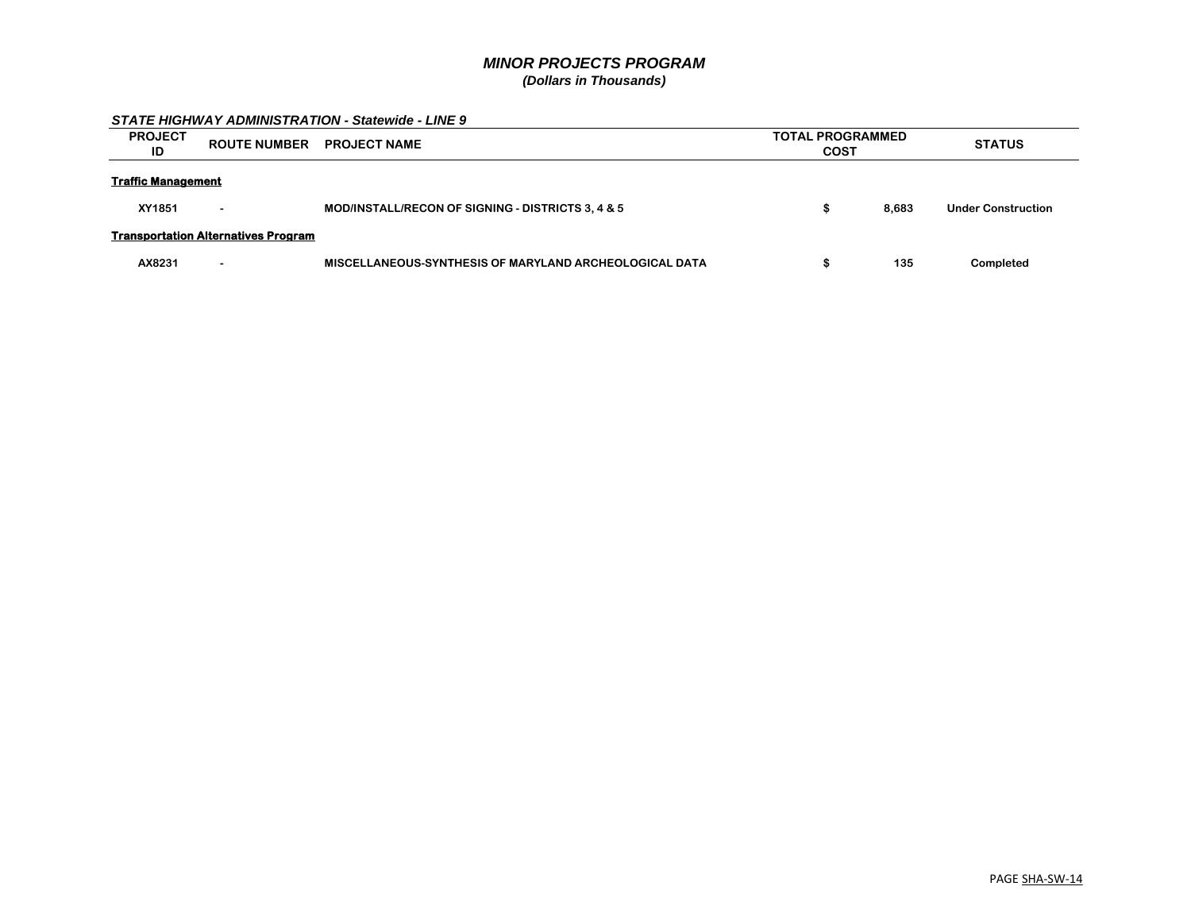# *MINOR PROJECTS PROGRAM*
***(Dollars in Thousands)***

***STATE HIGHWAY ADMINISTRATION - Statewide - LINE 9***

| PROJECT ID | ROUTE NUMBER | PROJECT NAME | TOTAL PROGRAMMED COST | | STATUS |
|---|---|---|---|---|---|
| **Traffic Management** | | | | | |
| XY1851 | - | MOD/INSTALL/RECON OF SIGNING - DISTRICTS 3, 4 & 5 | $ | 8,683 | Under Construction |
| **Transportation Alternatives Program** | | | | | |
| AX8231 | - | MISCELLANEOUS-SYNTHESIS OF MARYLAND ARCHEOLOGICAL DATA | $ | 135 | Completed |